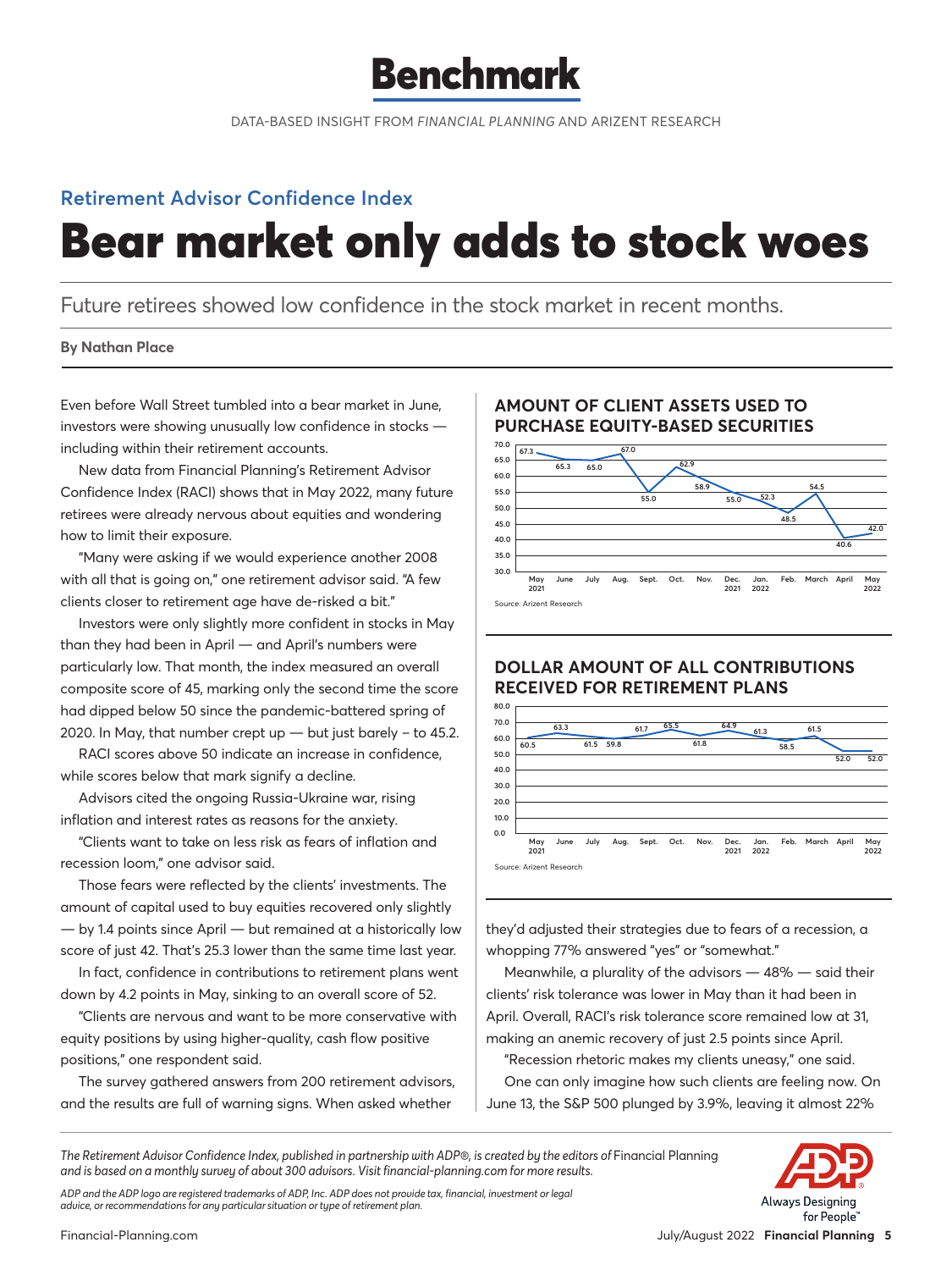# Benchmark

DATA-BASED INSIGHT FROM *FINANCIAL PLANNING* AND ARIZENT RESEARCH

## Retirement Advisor Confidence Index

# Bear market only adds to stock woes

Future retirees showed low confidence in the stock market in recent months.

**By Nathan Place**

Even before Wall Street tumbled into a bear market in June, investors were showing unusually low confidence in stocks — including within their retirement accounts.

New data from Financial Planning's Retirement Advisor Confidence Index (RACI) shows that in May 2022, many future retirees were already nervous about equities and wondering how to limit their exposure.

"Many were asking if we would experience another 2008 with all that is going on," one retirement advisor said. "A few clients closer to retirement age have de-risked a bit."

Investors were only slightly more confident in stocks in May than they had been in April — and April's numbers were particularly low. That month, the index measured an overall composite score of 45, marking only the second time the score had dipped below 50 since the pandemic-battered spring of 2020. In May, that number crept up — but just barely – to 45.2.

RACI scores above 50 indicate an increase in confidence, while scores below that mark signify a decline.

Advisors cited the ongoing Russia-Ukraine war, rising inflation and interest rates as reasons for the anxiety.

"Clients want to take on less risk as fears of inflation and recession loom," one advisor said.

Those fears were reflected by the clients' investments. The amount of capital used to buy equities recovered only slightly — by 1.4 points since April — but remained at a historically low score of just 42. That's 25.3 lower than the same time last year.

In fact, confidence in contributions to retirement plans went down by 4.2 points in May, sinking to an overall score of 52.

"Clients are nervous and want to be more conservative with equity positions by using higher-quality, cash flow positive positions," one respondent said.

The survey gathered answers from 200 retirement advisors, and the results are full of warning signs. When asked whether they'd adjusted their strategies due to fears of a recession, a whopping 77% answered "yes" or "somewhat."

Meanwhile, a plurality of the advisors — 48% — said their clients' risk tolerance was lower in May than it had been in April. Overall, RACI's risk tolerance score remained low at 31, making an anemic recovery of just 2.5 points since April.

"Recession rhetoric makes my clients uneasy," one said.

One can only imagine how such clients are feeling now. On June 13, the S&P 500 plunged by 3.9%, leaving it almost 22%

### AMOUNT OF CLIENT ASSETS USED TO PURCHASE EQUITY-BASED SECURITIES

| May 2021 | June | July | Aug. | Sept. | Oct. | Nov. | Dec. 2021 | Jan. 2022 | Feb. | March | April | May 2022 |
|---|---|---|---|---|---|---|---|---|---|---|---|---|
| 67.3 | 65.3 | 65.0 | 67.0 | 55.0 | 62.9 | 58.9 | 55.0 | 52.3 | 48.5 | 54.5 | 40.6 | 42.0 |

Source: Arizent Research

### DOLLAR AMOUNT OF ALL CONTRIBUTIONS RECEIVED FOR RETIREMENT PLANS

| May 2021 | June | July | Aug. | Sept. | Oct. | Nov. | Dec. 2021 | Jan. 2022 | Feb. | March | April | May 2022 |
|---|---|---|---|---|---|---|---|---|---|---|---|---|
| 60.5 | 63.3 | 61.5 | 59.8 | 61.7 | 65.5 | 61.8 | 64.9 | 61.3 | 58.5 | 61.5 | 52.0 | 52.0 |

Source: Arizent Research

*The Retirement Advisor Confidence Index, published in partnership with ADP®, is created by the editors of* Financial Planning *and is based on a monthly survey of about 300 advisors. Visit financial-planning.com for more results.*

*ADP and the ADP logo are registered trademarks of ADP, Inc. ADP does not provide tax, financial, investment or legal advice, or recommendations for any particular situation or type of retirement plan.*

ADP Always Designing for People™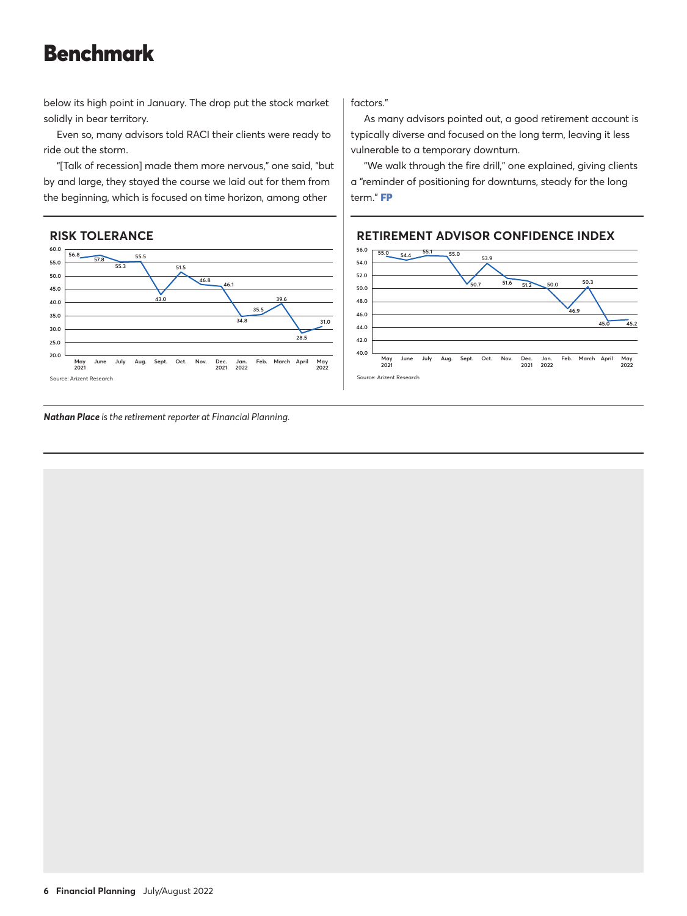# Benchmark

below its high point in January. The drop put the stock market solidly in bear territory.

Even so, many advisors told RACI their clients were ready to ride out the storm.

"[Talk of recession] made them more nervous," one said, "but by and large, they stayed the course we laid out for them from the beginning, which is focused on time horizon, among other factors."

As many advisors pointed out, a good retirement account is typically diverse and focused on the long term, leaving it less vulnerable to a temporary downturn.

"We walk through the fire drill," one explained, giving clients a "reminder of positioning for downturns, steady for the long term." **FP**

## RISK TOLERANCE

60.0
55.0
50.0
45.0
40.0
35.0
30.0
25.0
20.0

56.8, 57.8, 55.3, 55.5, 43.0, 51.5, 46.8, 46.1, 34.8, 35.5, 39.6, 28.5, 31.0

May 2021, June, July, Aug., Sept., Oct., Nov., Dec. 2021, Jan. 2022, Feb., March, April, May 2022

Source: Arizent Research

## RETIREMENT ADVISOR CONFIDENCE INDEX

56.0
54.0
52.0
50.0
48.0
46.0
44.0
42.0
40.0

55.0, 54.4, 55.1, 55.0, 50.7, 53.9, 51.6, 51.2, 50.0, 46.9, 50.3, 45.0, 45.2

May 2021, June, July, Aug., Sept., Oct., Nov., Dec. 2021, Jan. 2022, Feb., March, April, May 2022

Source: Arizent Research

***Nathan Place*** *is the retirement reporter at Financial Planning.*